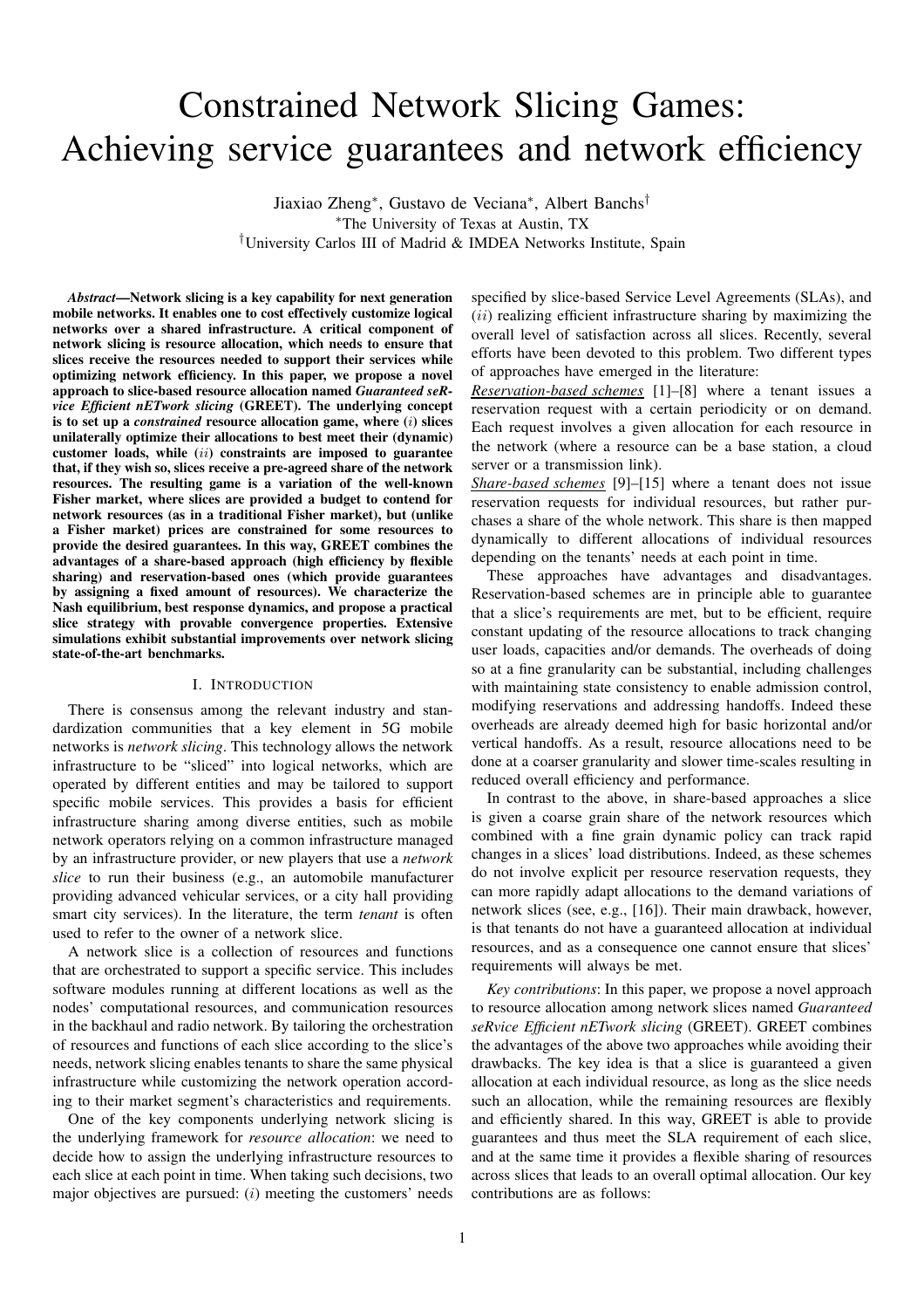# Constrained Network Slicing Games: Achieving service guarantees and network efficiency

Jiaxiao Zheng*, Gustavo de Veciana*, Albert Banchs†

*The University of Texas at Austin, TX

†University Carlos III of Madrid & IMDEA Networks Institute, Spain

***Abstract*—Network slicing is a key capability for next generation mobile networks. It enables one to cost effectively customize logical networks over a shared infrastructure. A critical component of network slicing is resource allocation, which needs to ensure that slices receive the resources needed to support their services while optimizing network efficiency. In this paper, we propose a novel approach to slice-based resource allocation named *Guaranteed seRvice Efficient nETwork slicing* (GREET). The underlying concept is to set up a *constrained* resource allocation game, where $(i)$ slices unilaterally optimize their allocations to best meet their (dynamic) customer loads, while $(ii)$ constraints are imposed to guarantee that, if they wish so, slices receive a pre-agreed share of the network resources. The resulting game is a variation of the well-known Fisher market, where slices are provided a budget to contend for network resources (as in a traditional Fisher market), but (unlike a Fisher market) prices are constrained for some resources to provide the desired guarantees. In this way, GREET combines the advantages of a share-based approach (high efficiency by flexible sharing) and reservation-based ones (which provide guarantees by assigning a fixed amount of resources). We characterize the Nash equilibrium, best response dynamics, and propose a practical slice strategy with provable convergence properties. Extensive simulations exhibit substantial improvements over network slicing state-of-the-art benchmarks.**

## I. Introduction

There is consensus among the relevant industry and standardization communities that a key element in 5G mobile networks is *network slicing*. This technology allows the network infrastructure to be "sliced" into logical networks, which are operated by different entities and may be tailored to support specific mobile services. This provides a basis for efficient infrastructure sharing among diverse entities, such as mobile network operators relying on a common infrastructure managed by an infrastructure provider, or new players that use a *network slice* to run their business (e.g., an automobile manufacturer providing advanced vehicular services, or a city hall providing smart city services). In the literature, the term *tenant* is often used to refer to the owner of a network slice.

A network slice is a collection of resources and functions that are orchestrated to support a specific service. This includes software modules running at different locations as well as the nodes' computational resources, and communication resources in the backhaul and radio network. By tailoring the orchestration of resources and functions of each slice according to the slice's needs, network slicing enables tenants to share the same physical infrastructure while customizing the network operation according to their market segment's characteristics and requirements.

One of the key components underlying network slicing is the underlying framework for *resource allocation*: we need to decide how to assign the underlying infrastructure resources to each slice at each point in time. When taking such decisions, two major objectives are pursued: $(i)$ meeting the customers' needs specified by slice-based Service Level Agreements (SLAs), and $(ii)$ realizing efficient infrastructure sharing by maximizing the overall level of satisfaction across all slices. Recently, several efforts have been devoted to this problem. Two different types of approaches have emerged in the literature:

*Reservation-based schemes* [1]–[8] where a tenant issues a reservation request with a certain periodicity or on demand. Each request involves a given allocation for each resource in the network (where a resource can be a base station, a cloud server or a transmission link).

*Share-based schemes* [9]–[15] where a tenant does not issue reservation requests for individual resources, but rather purchases a share of the whole network. This share is then mapped dynamically to different allocations of individual resources depending on the tenants' needs at each point in time.

These approaches have advantages and disadvantages. Reservation-based schemes are in principle able to guarantee that a slice's requirements are met, but to be efficient, require constant updating of the resource allocations to track changing user loads, capacities and/or demands. The overheads of doing so at a fine granularity can be substantial, including challenges with maintaining state consistency to enable admission control, modifying reservations and addressing handoffs. Indeed these overheads are already deemed high for basic horizontal and/or vertical handoffs. As a result, resource allocations need to be done at a coarser granularity and slower time-scales resulting in reduced overall efficiency and performance.

In contrast to the above, in share-based approaches a slice is given a coarse grain share of the network resources which combined with a fine grain dynamic policy can track rapid changes in a slices' load distributions. Indeed, as these schemes do not involve explicit per resource reservation requests, they can more rapidly adapt allocations to the demand variations of network slices (see, e.g., [16]). Their main drawback, however, is that tenants do not have a guaranteed allocation at individual resources, and as a consequence one cannot ensure that slices' requirements will always be met.

*Key contributions*: In this paper, we propose a novel approach to resource allocation among network slices named *Guaranteed seRvice Efficient nETwork slicing* (GREET). GREET combines the advantages of the above two approaches while avoiding their drawbacks. The key idea is that a slice is guaranteed a given allocation at each individual resource, as long as the slice needs such an allocation, while the remaining resources are flexibly and efficiently shared. In this way, GREET is able to provide guarantees and thus meet the SLA requirement of each slice, and at the same time it provides a flexible sharing of resources across slices that leads to an overall optimal allocation. Our key contributions are as follows: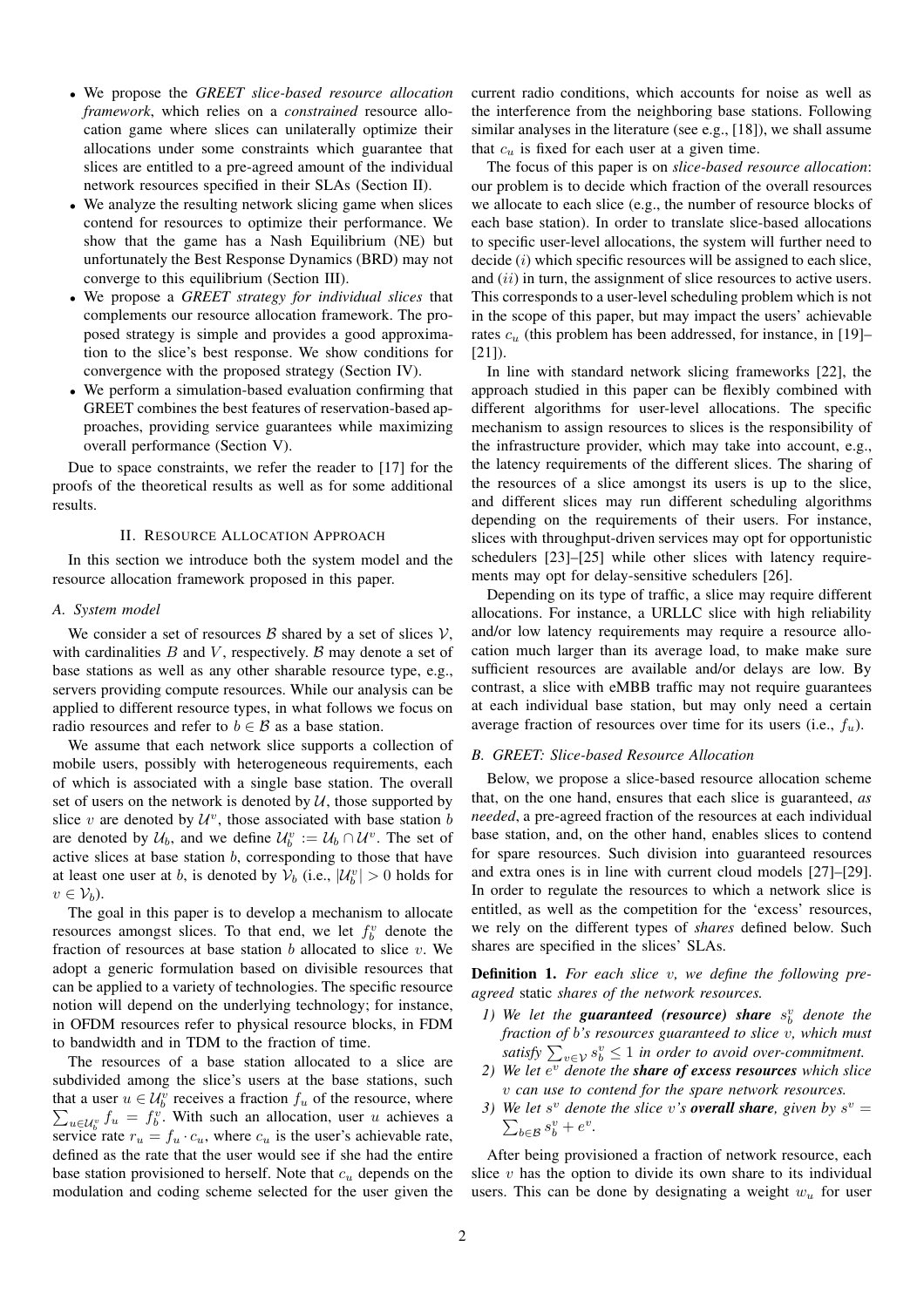- We propose the *GREET slice-based resource allocation framework*, which relies on a *constrained* resource allocation game where slices can unilaterally optimize their allocations under some constraints which guarantee that slices are entitled to a pre-agreed amount of the individual network resources specified in their SLAs (Section II).
- We analyze the resulting network slicing game when slices contend for resources to optimize their performance. We show that the game has a Nash Equilibrium (NE) but unfortunately the Best Response Dynamics (BRD) may not converge to this equilibrium (Section III).
- We propose a *GREET strategy for individual slices* that complements our resource allocation framework. The proposed strategy is simple and provides a good approximation to the slice's best response. We show conditions for convergence with the proposed strategy (Section IV).
- We perform a simulation-based evaluation confirming that GREET combines the best features of reservation-based approaches, providing service guarantees while maximizing overall performance (Section V).

Due to space constraints, we refer the reader to [17] for the proofs of the theoretical results as well as for some additional results.

## II. Resource Allocation Approach

In this section we introduce both the system model and the resource allocation framework proposed in this paper.

### A. System model

We consider a set of resources $\mathcal{B}$ shared by a set of slices $\mathcal{V}$, with cardinalities $B$ and $V$, respectively. $\mathcal{B}$ may denote a set of base stations as well as any other sharable resource type, e.g., servers providing compute resources. While our analysis can be applied to different resource types, in what follows we focus on radio resources and refer to $b \in \mathcal{B}$ as a base station.

We assume that each network slice supports a collection of mobile users, possibly with heterogeneous requirements, each of which is associated with a single base station. The overall set of users on the network is denoted by $\mathcal{U}$, those supported by slice $v$ are denoted by $\mathcal{U}^v$, those associated with base station $b$ are denoted by $\mathcal{U}_b$, and we define $\mathcal{U}_b^v := \mathcal{U}_b \cap \mathcal{U}^v$. The set of active slices at base station $b$, corresponding to those that have at least one user at $b$, is denoted by $\mathcal{V}_b$ (i.e., $|\mathcal{U}_b^v| > 0$ holds for $v \in \mathcal{V}_b$).

The goal in this paper is to develop a mechanism to allocate resources amongst slices. To that end, we let $f_b^v$ denote the fraction of resources at base station $b$ allocated to slice $v$. We adopt a generic formulation based on divisible resources that can be applied to a variety of technologies. The specific resource notion will depend on the underlying technology; for instance, in OFDM resources refer to physical resource blocks, in FDM to bandwidth and in TDM to the fraction of time.

The resources of a base station allocated to a slice are subdivided among the slice's users at the base stations, such that a user $u \in \mathcal{U}_b^v$ receives a fraction $f_u$ of the resource, where $\sum_{u \in \mathcal{U}_b^v} f_u = f_b^v$. With such an allocation, user $u$ achieves a service rate $r_u = f_u \cdot c_u$, where $c_u$ is the user's achievable rate, defined as the rate that the user would see if she had the entire base station provisioned to herself. Note that $c_u$ depends on the modulation and coding scheme selected for the user given the current radio conditions, which accounts for noise as well as the interference from the neighboring base stations. Following similar analyses in the literature (see e.g., [18]), we shall assume that $c_u$ is fixed for each user at a given time.

The focus of this paper is on *slice-based resource allocation*: our problem is to decide which fraction of the overall resources we allocate to each slice (e.g., the number of resource blocks of each base station). In order to translate slice-based allocations to specific user-level allocations, the system will further need to decide $(i)$ which specific resources will be assigned to each slice, and $(ii)$ in turn, the assignment of slice resources to active users. This corresponds to a user-level scheduling problem which is not in the scope of this paper, but may impact the users' achievable rates $c_u$ (this problem has been addressed, for instance, in [19]–[21]).

In line with standard network slicing frameworks [22], the approach studied in this paper can be flexibly combined with different algorithms for user-level allocations. The specific mechanism to assign resources to slices is the responsibility of the infrastructure provider, which may take into account, e.g., the latency requirements of the different slices. The sharing of the resources of a slice amongst its users is up to the slice, and different slices may run different scheduling algorithms depending on the requirements of their users. For instance, slices with throughput-driven services may opt for opportunistic schedulers [23]–[25] while other slices with latency requirements may opt for delay-sensitive schedulers [26].

Depending on its type of traffic, a slice may require different allocations. For instance, a URLLC slice with high reliability and/or low latency requirements may require a resource allocation much larger than its average load, to make make sure sufficient resources are available and/or delays are low. By contrast, a slice with eMBB traffic may not require guarantees at each individual base station, but may only need a certain average fraction of resources over time for its users (i.e., $f_u$).

### B. GREET: Slice-based Resource Allocation

Below, we propose a slice-based resource allocation scheme that, on the one hand, ensures that each slice is guaranteed, *as needed*, a pre-agreed fraction of the resources at each individual base station, and, on the other hand, enables slices to contend for spare resources. Such division into guaranteed resources and extra ones is in line with current cloud models [27]–[29]. In order to regulate the resources to which a network slice is entitled, as well as the competition for the 'excess' resources, we rely on the different types of *shares* defined below. Such shares are specified in the slices' SLAs.

**Definition 1.** *For each slice $v$, we define the following pre-agreed* static *shares of the network resources.*

1) *We let the* ***guaranteed (resource) share*** *$s_b^v$ denote the fraction of $b$'s resources guaranteed to slice $v$, which must satisfy $\sum_{v \in \mathcal{V}} s_b^v \leq 1$ in order to avoid over-commitment.*
2) *We let $e^v$ denote the* ***share of excess resources*** *which slice $v$ can use to contend for the spare network resources.*
3) *We let $s^v$ denote the slice $v$'s* ***overall share****, given by $s^v = \sum_{b \in \mathcal{B}} s_b^v + e^v$.*

After being provisioned a fraction of network resource, each slice $v$ has the option to divide its own share to its individual users. This can be done by designating a weight $w_u$ for user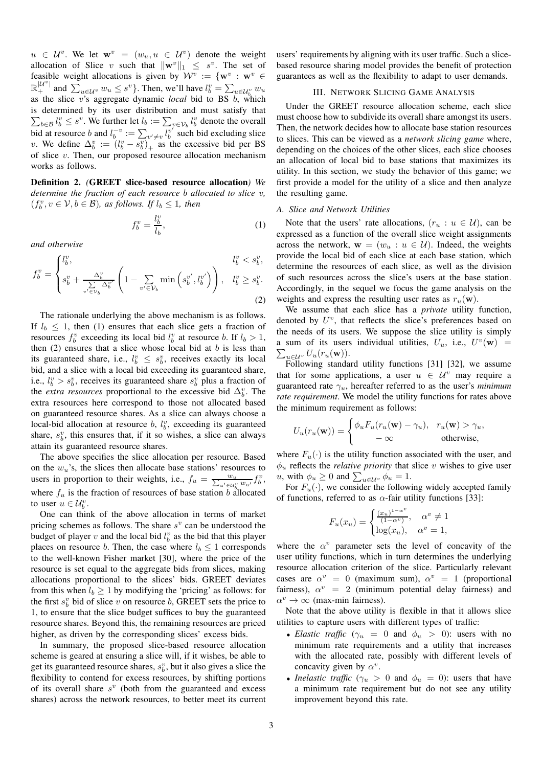$u \in \mathcal{U}^v$. We let $\mathbf{w}^v = (w_u, u \in \mathcal{U}^v)$ denote the weight allocation of Slice $v$ such that $\|\mathbf{w}^v\|_1 \leq s^v$. The set of feasible weight allocations is given by $\mathcal{W}^v := \{\mathbf{w}^v : \mathbf{w}^v \in \mathbb{R}_+^{|\mathcal{U}^v|}$ and $\sum_{u\in\mathcal{U}^v} w_u \leq s^v\}$. Then, we'll have $l_b^v = \sum_{u\in\mathcal{U}_b^v} w_u$ as the slice $v$'s aggregate dynamic *local* bid to BS $b$, which is determined by its user distribution and must satisfy that $\sum_{b\in\mathcal{B}} l_b^v \leq s^v$. We further let $l_b := \sum_{v\in\mathcal{V}_b} l_b^v$ denote the overall bid at resource $b$ and $l_b^{-v} := \sum_{v'\neq v} l_b^{v'}$ such bid excluding slice $v$. We define $\Delta_b^v := (l_b^v - s_b^v)_+$ as the excessive bid per BS of slice $v$. Then, our proposed resource allocation mechanism works as follows.

**Definition 2.** *(***GREET slice-based resource allocation***) We determine the fraction of each resource $b$ allocated to slice $v$, $(f_b^v, v \in \mathcal{V}, b \in \mathcal{B})$, as follows. If $l_b \leq 1$, then*

$$f_b^v = \frac{l_b^v}{l_b}, \tag{1}$$

*and otherwise*

$$f_b^v = \begin{cases} l_b^v, & l_b^v < s_b^v, \\ s_b^v + \frac{\Delta_b^v}{\sum\limits_{v'\in\mathcal{V}_b} \Delta_b^{v'}} \left(1 - \sum\limits_{v'\in\mathcal{V}_b} \min\left(s_b^{v'}, l_b^{v'}\right)\right), & l_b^v \geq s_b^v. \end{cases} \tag{2}$$

The rationale underlying the above mechanism is as follows. If $l_b \leq 1$, then (1) ensures that each slice gets a fraction of resources $f_b^v$ exceeding its local bid $l_b^v$ at resource $b$. If $l_b > 1$, then (2) ensures that a slice whose local bid at $b$ is less than its guaranteed share, i.e., $l_b^v \leq s_b^v$, receives exactly its local bid, and a slice with a local bid exceeding its guaranteed share, i.e., $l_b^v > s_b^v$, receives its guaranteed share $s_b^v$ plus a fraction of the *extra resources* proportional to the excessive bid $\Delta_b^v$. The extra resources here correspond to those not allocated based on guaranteed resource shares. As a slice can always choose a local-bid allocation at resource $b$, $l_b^v$, exceeding its guaranteed share, $s_b^v$, this ensures that, if it so wishes, a slice can always attain its guaranteed resource shares.

The above specifies the slice allocation per resource. Based on the $w_u$'s, the slices then allocate base stations' resources to users in proportion to their weights, i.e., $f_u = \frac{w_u}{\sum_{u'\in\mathcal{U}_b^v} w_{u'}} f_b^v$, where $f_u$ is the fraction of resources of base station $b$ allocated to user $u \in \mathcal{U}_b^v$.

One can think of the above allocation in terms of market pricing schemes as follows. The share $s^v$ can be understood the budget of player $v$ and the local bid $l_b^v$ as the bid that this player places on resource $b$. Then, the case where $l_b \leq 1$ corresponds to the well-known Fisher market [30], where the price of the resource is set equal to the aggregate bids from slices, making allocations proportional to the slices' bids. GREET deviates from this when $l_b \geq 1$ by modifying the 'pricing' as follows: for the first $s_b^v$ bid of slice $v$ on resource $b$, GREET sets the price to 1, to ensure that the slice budget suffices to buy the guaranteed resource shares. Beyond this, the remaining resources are priced higher, as driven by the corresponding slices' excess bids.

In summary, the proposed slice-based resource allocation scheme is geared at ensuring a slice will, if it wishes, be able to get its guaranteed resource shares, $s_b^v$, but it also gives a slice the flexibility to contend for excess resources, by shifting portions of its overall share $s^v$ (both from the guaranteed and excess shares) across the network resources, to better meet its current users' requirements by aligning with its user traffic. Such a slice-based resource sharing model provides the benefit of protection guarantees as well as the flexibility to adapt to user demands.

## III. Network Slicing Game Analysis

Under the GREET resource allocation scheme, each slice must choose how to subdivide its overall share amongst its users. Then, the network decides how to allocate base station resources to slices. This can be viewed as a *network slicing game* where, depending on the choices of the other slices, each slice chooses an allocation of local bid to base stations that maximizes its utility. In this section, we study the behavior of this game; we first provide a model for the utility of a slice and then analyze the resulting game.

### A. Slice and Network Utilities

Note that the users' rate allocations, $(r_u : u \in \mathcal{U})$, can be expressed as a function of the overall slice weight assignments across the network, $\mathbf{w} = (w_u : u \in \mathcal{U})$. Indeed, the weights provide the local bid of each slice at each base station, which determine the resources of each slice, as well as the division of such resources across the slice's users at the base station. Accordingly, in the sequel we focus the game analysis on the weights and express the resulting user rates as $r_u(\mathbf{w})$.

We assume that each slice has a *private* utility function, denoted by $U^v$, that reflects the slice's preferences based on the needs of its users. We suppose the slice utility is simply a sum of its users individual utilities, $U_u$, i.e., $U^v(\mathbf{w}) = \sum_{u\in\mathcal{U}^v} U_u(r_u(\mathbf{w}))$.

Following standard utility functions [31] [32], we assume that for some applications, a user $u \in \mathcal{U}^v$ may require a guaranteed rate $\gamma_u$, hereafter referred to as the user's *minimum rate requirement*. We model the utility functions for rates above the minimum requirement as follows:

$$U_u(r_u(\mathbf{w})) = \begin{cases} \phi_u F_u(r_u(\mathbf{w}) - \gamma_u), & r_u(\mathbf{w}) > \gamma_u, \\ -\infty & \text{otherwise}, \end{cases}$$

where $F_u(\cdot)$ is the utility function associated with the user, and $\phi_u$ reflects the *relative priority* that slice $v$ wishes to give user $u$, with $\phi_u \geq 0$ and $\sum_{u\in\mathcal{U}^v} \phi_u = 1$.

For $F_u(\cdot)$, we consider the following widely accepted family of functions, referred to as $\alpha$-fair utility functions [33]:

$$F_u(x_u) = \begin{cases} \frac{(x_u)^{1-\alpha^v}}{(1-\alpha^v)}, & \alpha^v \neq 1 \\ \log(x_u), & \alpha^v = 1, \end{cases}$$

where the $\alpha^v$ parameter sets the level of concavity of the user utility functions, which in turn determines the underlying resource allocation criterion of the slice. Particularly relevant cases are $\alpha^v = 0$ (maximum sum), $\alpha^v = 1$ (proportional fairness), $\alpha^v = 2$ (minimum potential delay fairness) and $\alpha^v \to \infty$ (max-min fairness).

Note that the above utility is flexible in that it allows slice utilities to capture users with different types of traffic:

- *Elastic traffic* ($\gamma_u = 0$ and $\phi_u > 0$): users with no minimum rate requirements and a utility that increases with the allocated rate, possibly with different levels of concavity given by $\alpha^v$.
- *Inelastic traffic* ($\gamma_u > 0$ and $\phi_u = 0$): users that have a minimum rate requirement but do not see any utility improvement beyond this rate.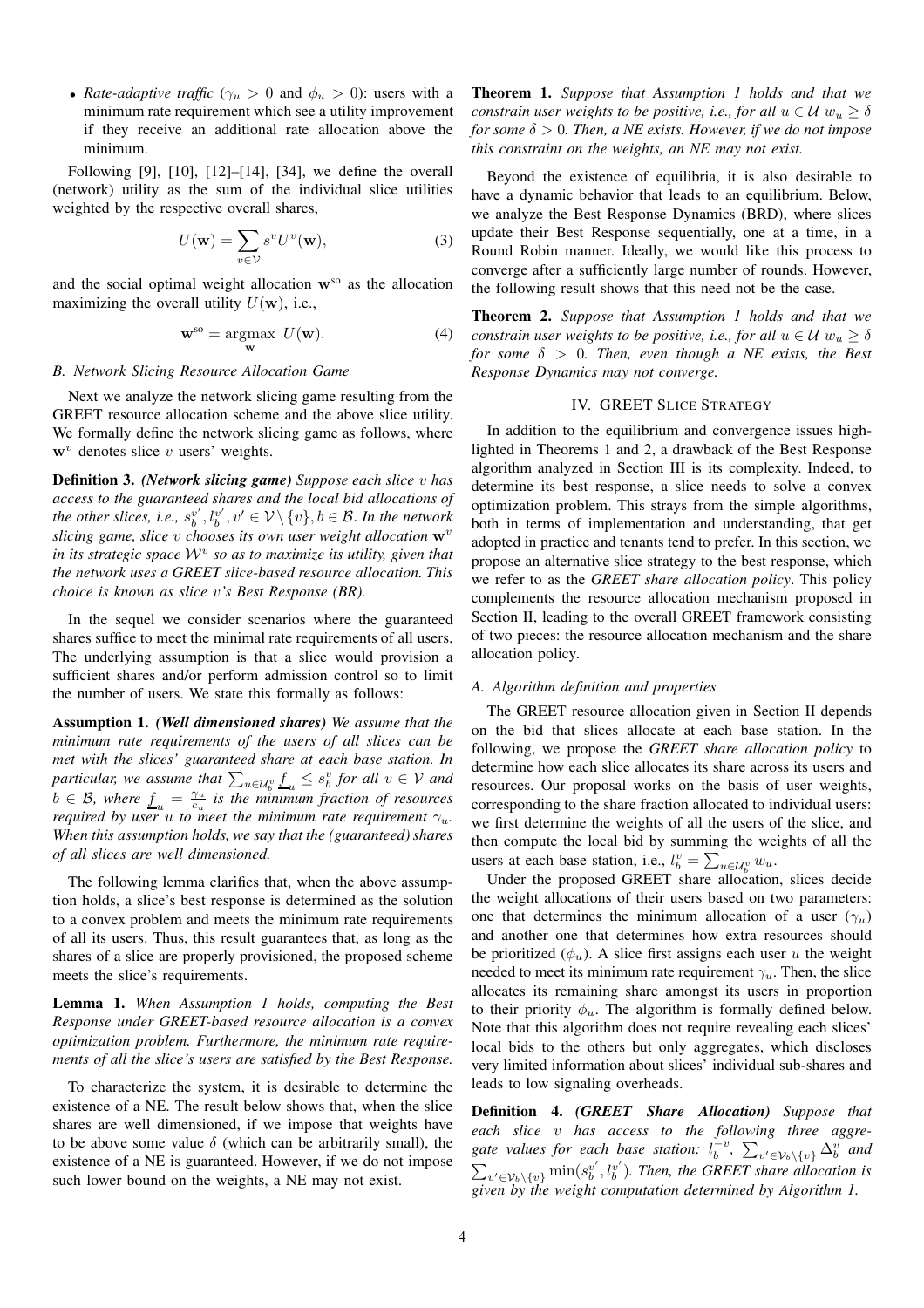- *Rate-adaptive traffic* ($\gamma_u > 0$ and $\phi_u > 0$): users with a minimum rate requirement which see a utility improvement if they receive an additional rate allocation above the minimum.

Following [9], [10], [12]–[14], [34], we define the overall (network) utility as the sum of the individual slice utilities weighted by the respective overall shares,

$$U(\mathbf{w}) = \sum_{v \in \mathcal{V}} s^v U^v(\mathbf{w}), \tag{3}$$

and the social optimal weight allocation $\mathbf{w}^{\text{so}}$ as the allocation maximizing the overall utility $U(\mathbf{w})$, i.e.,

$$\mathbf{w}^{\text{so}} = \underset{\mathbf{w}}{\text{argmax}} \ U(\mathbf{w}). \tag{4}$$

### B. Network Slicing Resource Allocation Game

Next we analyze the network slicing game resulting from the GREET resource allocation scheme and the above slice utility. We formally define the network slicing game as follows, where $\mathbf{w}^v$ denotes slice $v$ users' weights.

**Definition 3.** ***(Network slicing game)*** *Suppose each slice $v$ has access to the guaranteed shares and the local bid allocations of the other slices, i.e., $s_b^{v'}, l_b^{v'}, v' \in \mathcal{V} \setminus \{v\}, b \in \mathcal{B}$. In the network slicing game, slice $v$ chooses its own user weight allocation $\mathbf{w}^v$ in its strategic space $\mathcal{W}^v$ so as to maximize its utility, given that the network uses a GREET slice-based resource allocation. This choice is known as slice $v$'s Best Response (BR).*

In the sequel we consider scenarios where the guaranteed shares suffice to meet the minimal rate requirements of all users. The underlying assumption is that a slice would provision a sufficient shares and/or perform admission control so to limit the number of users. We state this formally as follows:

**Assumption 1.** ***(Well dimensioned shares)*** *We assume that the minimum rate requirements of the users of all slices can be met with the slices' guaranteed share at each base station. In particular, we assume that $\sum_{u \in \mathcal{U}_b^v} \underline{f}_u \leq s_b^v$ for all $v \in \mathcal{V}$ and $b \in \mathcal{B}$, where $\underline{f}_u = \frac{\gamma_u}{c_u}$ is the minimum fraction of resources required by user $u$ to meet the minimum rate requirement $\gamma_u$. When this assumption holds, we say that the (guaranteed) shares of all slices are well dimensioned.*

The following lemma clarifies that, when the above assumption holds, a slice's best response is determined as the solution to a convex problem and meets the minimum rate requirements of all its users. Thus, this result guarantees that, as long as the shares of a slice are properly provisioned, the proposed scheme meets the slice's requirements.

**Lemma 1.** *When Assumption 1 holds, computing the Best Response under GREET-based resource allocation is a convex optimization problem. Furthermore, the minimum rate requirements of all the slice's users are satisfied by the Best Response.*

To characterize the system, it is desirable to determine the existence of a NE. The result below shows that, when the slice shares are well dimensioned, if we impose that weights have to be above some value $\delta$ (which can be arbitrarily small), the existence of a NE is guaranteed. However, if we do not impose such lower bound on the weights, a NE may not exist.

**Theorem 1.** *Suppose that Assumption 1 holds and that we constrain user weights to be positive, i.e., for all $u \in \mathcal{U}$ $w_u \geq \delta$ for some $\delta > 0$. Then, a NE exists. However, if we do not impose this constraint on the weights, an NE may not exist.*

Beyond the existence of equilibria, it is also desirable to have a dynamic behavior that leads to an equilibrium. Below, we analyze the Best Response Dynamics (BRD), where slices update their Best Response sequentially, one at a time, in a Round Robin manner. Ideally, we would like this process to converge after a sufficiently large number of rounds. However, the following result shows that this need not be the case.

**Theorem 2.** *Suppose that Assumption 1 holds and that we constrain user weights to be positive, i.e., for all $u \in \mathcal{U}$ $w_u \geq \delta$ for some $\delta > 0$. Then, even though a NE exists, the Best Response Dynamics may not converge.*

## IV. GREET Slice Strategy

In addition to the equilibrium and convergence issues highlighted in Theorems 1 and 2, a drawback of the Best Response algorithm analyzed in Section III is its complexity. Indeed, to determine its best response, a slice needs to solve a convex optimization problem. This strays from the simple algorithms, both in terms of implementation and understanding, that get adopted in practice and tenants tend to prefer. In this section, we propose an alternative slice strategy to the best response, which we refer to as the *GREET share allocation policy*. This policy complements the resource allocation mechanism proposed in Section II, leading to the overall GREET framework consisting of two pieces: the resource allocation mechanism and the share allocation policy.

### A. Algorithm definition and properties

The GREET resource allocation given in Section II depends on the bid that slices allocate at each base station. In the following, we propose the *GREET share allocation policy* to determine how each slice allocates its share across its users and resources. Our proposal works on the basis of user weights, corresponding to the share fraction allocated to individual users: we first determine the weights of all the users of the slice, and then compute the local bid by summing the weights of all the users at each base station, i.e., $l_b^v = \sum_{u \in \mathcal{U}_b^v} w_u$.

Under the proposed GREET share allocation, slices decide the weight allocations of their users based on two parameters: one that determines the minimum allocation of a user ($\gamma_u$) and another one that determines how extra resources should be prioritized ($\phi_u$). A slice first assigns each user $u$ the weight needed to meet its minimum rate requirement $\gamma_u$. Then, the slice allocates its remaining share amongst its users in proportion to their priority $\phi_u$. The algorithm is formally defined below. Note that this algorithm does not require revealing each slices' local bids to the others but only aggregates, which discloses very limited information about slices' individual sub-shares and leads to low signaling overheads.

**Definition 4.** ***(GREET Share Allocation)*** *Suppose that each slice $v$ has access to the following three aggregate values for each base station: $l_b^{-v}$, $\sum_{v' \in \mathcal{V}_b \setminus \{v\}} \Delta_b^v$ and $\sum_{v' \in \mathcal{V}_b \setminus \{v\}} \min(s_b^{v'}, l_b^{v'})$. Then, the GREET share allocation is given by the weight computation determined by Algorithm 1.*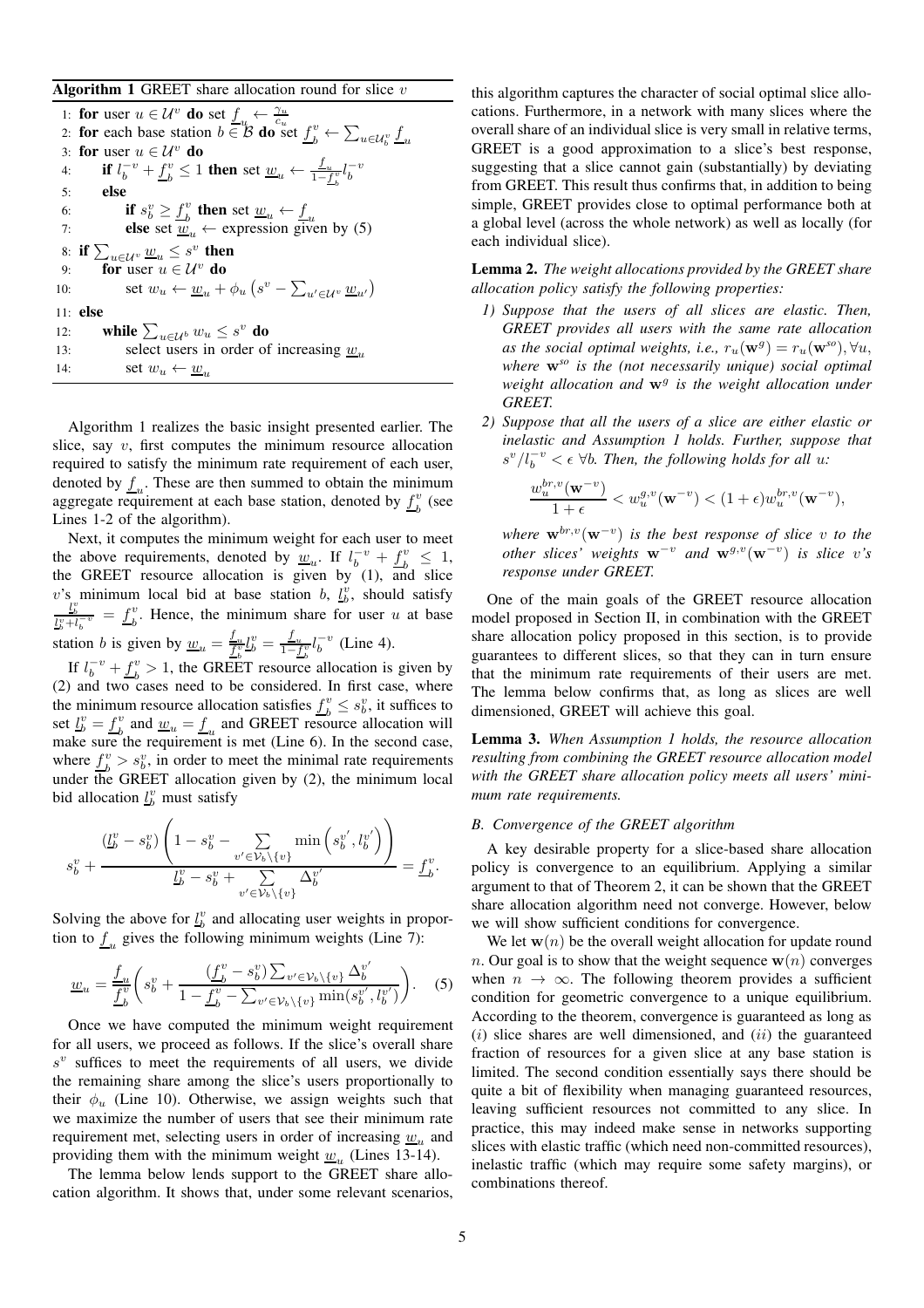**Algorithm 1** GREET share allocation round for slice $v$

```
1:  for user u ∈ U^v do set f_u ← γ_u / c_u
2:  for each base station b ∈ B do set f_b^v ← Σ_{u∈U_b^v} f_u
3:  for user u ∈ U^v do
4:      if l_b^{-v} + f_b^v ≤ 1 then set w_u ← (f_u / (1 − f_b^v)) l_b^{-v}
5:      else
6:          if s_b^v ≥ f_b^v then set w_u ← f_u
7:          else set w_u ← expression given by (5)
8:  if Σ_{u∈U^v} w_u ≤ s^v then
9:      for user u ∈ U^v do
10:         set w_u ← w_u + φ_u (s^v − Σ_{u'∈U^v} w_{u'})
11: else
12:     while Σ_{u∈U^b} w_u ≤ s^v do
13:         select users in order of increasing w_u
14:         set w_u ← w_u
```

(In the algorithm, $\underline{f}_u$, $\underline{f}_b^v$ and $\underline{w}_u$ denote minimum quantities.)

Algorithm 1 realizes the basic insight presented earlier. The slice, say $v$, first computes the minimum resource allocation required to satisfy the minimum rate requirement of each user, denoted by $\underline{f}_u$. These are then summed to obtain the minimum aggregate requirement at each base station, denoted by $\underline{f}_b^v$ (see Lines 1-2 of the algorithm).

Next, it computes the minimum weight for each user to meet the above requirements, denoted by $\underline{w}_u$. If $l_b^{-v} + \underline{f}_b^v \leq 1$, the GREET resource allocation is given by (1), and slice $v$'s minimum local bid at base station $b$, $\underline{l}_b^v$, should satisfy $\frac{\underline{l}_b^v}{\underline{l}_b^v + l_b^{-v}} = \underline{f}_b^v$. Hence, the minimum share for user $u$ at base station $b$ is given by $\underline{w}_u = \frac{\underline{f}_u}{\underline{f}_b^v} \underline{l}_b^v = \frac{\underline{f}_u}{1 - \underline{f}_b^v} l_b^{-v}$ (Line 4).

If $l_b^{-v} + \underline{f}_b^v > 1$, the GREET resource allocation is given by (2) and two cases need to be considered. In first case, where the minimum resource allocation satisfies $\underline{f}_b^v \leq s_b^v$, it suffices to set $\underline{l}_b^v = \underline{f}_b^v$ and $\underline{w}_u = \underline{f}_u$ and GREET resource allocation will make sure the requirement is met (Line 6). In the second case, where $\underline{f}_b^v > s_b^v$, in order to meet the minimal rate requirements under the GREET allocation given by (2), the minimum local bid allocation $\underline{l}_b^v$ must satisfy

$$s_b^v + \frac{(\underline{l}_b^v - s_b^v)\left(1 - s_b^v - \sum_{v' \in \mathcal{V}_b \setminus \{v\}} \min\left(s_b^{v'}, l_b^{v'}\right)\right)}{\underline{l}_b^v - s_b^v + \sum_{v' \in \mathcal{V}_b \setminus \{v\}} \Delta_b^{v'}} = \underline{f}_b^v.$$

Solving the above for $\underline{l}_b^v$ and allocating user weights in proportion to $\underline{f}_u$ gives the following minimum weights (Line 7):

$$\underline{w}_u = \frac{\underline{f}_u}{\underline{f}_b^v}\left(s_b^v + \frac{(\underline{f}_b^v - s_b^v)\sum_{v' \in \mathcal{V}_b \setminus \{v\}} \Delta_b^{v'}}{1 - \underline{f}_b^v - \sum_{v' \in \mathcal{V}_b \setminus \{v\}} \min(s_b^{v'}, l_b^{v'})}\right). \quad (5)$$

Once we have computed the minimum weight requirement for all users, we proceed as follows. If the slice's overall share $s^v$ suffices to meet the requirements of all users, we divide the remaining share among the slice's users proportionally to their $\phi_u$ (Line 10). Otherwise, we assign weights such that we maximize the number of users that see their minimum rate requirement met, selecting users in order of increasing $\underline{w}_u$ and providing them with the minimum weight $\underline{w}_u$ (Lines 13-14).

The lemma below lends support to the GREET share allocation algorithm. It shows that, under some relevant scenarios, this algorithm captures the character of social optimal slice allocations. Furthermore, in a network with many slices where the overall share of an individual slice is very small in relative terms, GREET is a good approximation to a slice's best response, suggesting that a slice cannot gain (substantially) by deviating from GREET. This result thus confirms that, in addition to being simple, GREET provides close to optimal performance both at a global level (across the whole network) as well as locally (for each individual slice).

**Lemma 2.** *The weight allocations provided by the GREET share allocation policy satisfy the following properties:*

1. *Suppose that the users of all slices are elastic. Then, GREET provides all users with the same rate allocation as the social optimal weights, i.e., $r_u(\mathbf{w}^g) = r_u(\mathbf{w}^{so}), \forall u$, where $\mathbf{w}^{so}$ is the (not necessarily unique) social optimal weight allocation and $\mathbf{w}^g$ is the weight allocation under GREET.*
2. *Suppose that all the users of a slice are either elastic or inelastic and Assumption 1 holds. Further, suppose that $s^v / l_b^{-v} < \epsilon \; \forall b$. Then, the following holds for all $u$:*

$$\frac{w_u^{br,v}(\mathbf{w}^{-v})}{1+\epsilon} < w_u^{g,v}(\mathbf{w}^{-v}) < (1+\epsilon) w_u^{br,v}(\mathbf{w}^{-v}),$$

*where $\mathbf{w}^{br,v}(\mathbf{w}^{-v})$ is the best response of slice $v$ to the other slices' weights $\mathbf{w}^{-v}$ and $\mathbf{w}^{g,v}(\mathbf{w}^{-v})$ is slice $v$'s response under GREET.*

One of the main goals of the GREET resource allocation model proposed in Section II, in combination with the GREET share allocation policy proposed in this section, is to provide guarantees to different slices, so that they can in turn ensure that the minimum rate requirements of their users are met. The lemma below confirms that, as long as slices are well dimensioned, GREET will achieve this goal.

**Lemma 3.** *When Assumption 1 holds, the resource allocation resulting from combining the GREET resource allocation model with the GREET share allocation policy meets all users' minimum rate requirements.*

### *B. Convergence of the GREET algorithm*

A key desirable property for a slice-based share allocation policy is convergence to an equilibrium. Applying a similar argument to that of Theorem 2, it can be shown that the GREET share allocation algorithm need not converge. However, below we will show sufficient conditions for convergence.

We let $\mathbf{w}(n)$ be the overall weight allocation for update round $n$. Our goal is to show that the weight sequence $\mathbf{w}(n)$ converges when $n \to \infty$. The following theorem provides a sufficient condition for geometric convergence to a unique equilibrium. According to the theorem, convergence is guaranteed as long as $(i)$ slice shares are well dimensioned, and $(ii)$ the guaranteed fraction of resources for a given slice at any base station is limited. The second condition essentially says there should be quite a bit of flexibility when managing guaranteed resources, leaving sufficient resources not committed to any slice. In practice, this may indeed make sense in networks supporting slices with elastic traffic (which need non-committed resources), inelastic traffic (which may require some safety margins), or combinations thereof.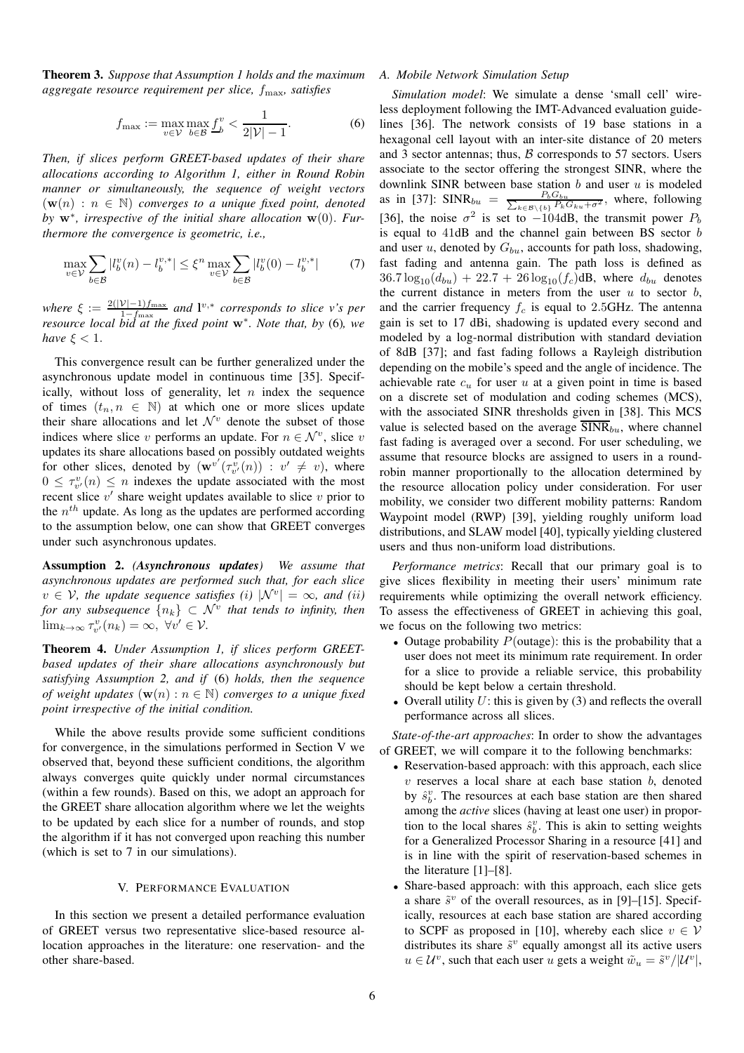**Theorem 3.** *Suppose that Assumption 1 holds and the maximum aggregate resource requirement per slice, $f_{\max}$, satisfies*

$$f_{\max} := \max_{v\in\mathcal{V}} \max_{b\in\mathcal{B}} f_b^v < \frac{1}{2|\mathcal{V}|-1}. \tag{6}$$

*Then, if slices perform GREET-based updates of their share allocations according to Algorithm 1, either in Round Robin manner or simultaneously, the sequence of weight vectors $(\mathbf{w}(n) : n \in \mathbb{N})$ converges to a unique fixed point, denoted by $\mathbf{w}^*$, irrespective of the initial share allocation $\mathbf{w}(0)$. Furthermore the convergence is geometric, i.e.,*

$$\max_{v\in\mathcal{V}} \sum_{b\in\mathcal{B}} |l_b^v(n) - l_b^{v,*}| \leq \xi^n \max_{v\in\mathcal{V}} \sum_{b\in\mathcal{B}} |l_b^v(0) - l_b^{v,*}| \tag{7}$$

*where $\xi := \frac{2(|\mathcal{V}|-1)f_{\max}}{1-f_{\max}}$ and $\mathbf{l}^{v,*}$ corresponds to slice $v$'s per resource local bid at the fixed point $\mathbf{w}^*$. Note that, by* (6)*, we have $\xi < 1$.*

This convergence result can be further generalized under the asynchronous update model in continuous time [35]. Specifically, without loss of generality, let $n$ index the sequence of times $(t_n, n \in \mathbb{N})$ at which one or more slices update their share allocations and let $\mathcal{N}^v$ denote the subset of those indices where slice $v$ performs an update. For $n \in \mathcal{N}^v$, slice $v$ updates its share allocations based on possibly outdated weights for other slices, denoted by $(\mathbf{w}^{v'}(\tau_{v'}^v(n)) : v' \neq v)$, where $0 \leq \tau_{v'}^v(n) \leq n$ indexes the update associated with the most recent slice $v'$ share weight updates available to slice $v$ prior to the $n^{th}$ update. As long as the updates are performed according to the assumption below, one can show that GREET converges under such asynchronous updates.

**Assumption 2.** *(**Asynchronous updates**) We assume that asynchronous updates are performed such that, for each slice $v \in \mathcal{V}$, the update sequence satisfies (i) $|\mathcal{N}^v| = \infty$, and (ii) for any subsequence $\{n_k\} \subset \mathcal{N}^v$ that tends to infinity, then $\lim_{k\to\infty} \tau_{v'}^v(n_k) = \infty$, $\forall v' \in \mathcal{V}$.*

**Theorem 4.** *Under Assumption 1, if slices perform GREET-based updates of their share allocations asynchronously but satisfying Assumption 2, and if* (6) *holds, then the sequence of weight updates $(\mathbf{w}(n) : n \in \mathbb{N})$ converges to a unique fixed point irrespective of the initial condition.*

While the above results provide some sufficient conditions for convergence, in the simulations performed in Section V we observed that, beyond these sufficient conditions, the algorithm always converges quite quickly under normal circumstances (within a few rounds). Based on this, we adopt an approach for the GREET share allocation algorithm where we let the weights to be updated by each slice for a number of rounds, and stop the algorithm if it has not converged upon reaching this number (which is set to 7 in our simulations).

## V. Performance Evaluation

In this section we present a detailed performance evaluation of GREET versus two representative slice-based resource allocation approaches in the literature: one reservation- and the other share-based.

### A. Mobile Network Simulation Setup

*Simulation model*: We simulate a dense 'small cell' wireless deployment following the IMT-Advanced evaluation guidelines [36]. The network consists of 19 base stations in a hexagonal cell layout with an inter-site distance of 20 meters and 3 sector antennas; thus, $\mathcal{B}$ corresponds to 57 sectors. Users associate to the sector offering the strongest SINR, where the downlink SINR between base station $b$ and user $u$ is modeled as in [37]: $\text{SINR}_{bu} = \frac{P_b G_{bu}}{\sum_{k\in\mathcal{B}\setminus\{b\}} P_k G_{ku} + \sigma^2}$, where, following [36], the noise $\sigma^2$ is set to $-104$dB, the transmit power $P_b$ is equal to $41$dB and the channel gain between BS sector $b$ and user $u$, denoted by $G_{bu}$, accounts for path loss, shadowing, fast fading and antenna gain. The path loss is defined as $36.7\log_{10}(d_{bu}) + 22.7 + 26\log_{10}(f_c)$dB, where $d_{bu}$ denotes the current distance in meters from the user $u$ to sector $b$, and the carrier frequency $f_c$ is equal to $2.5$GHz. The antenna gain is set to 17 dBi, shadowing is updated every second and modeled by a log-normal distribution with standard deviation of 8dB [37]; and fast fading follows a Rayleigh distribution depending on the mobile's speed and the angle of incidence. The achievable rate $c_u$ for user $u$ at a given point in time is based on a discrete set of modulation and coding schemes (MCS), with the associated SINR thresholds given in [38]. This MCS value is selected based on the average $\overline{\text{SINR}}_{bu}$, where channel fast fading is averaged over a second. For user scheduling, we assume that resource blocks are assigned to users in a round-robin manner proportionally to the allocation determined by the resource allocation policy under consideration. For user mobility, we consider two different mobility patterns: Random Waypoint model (RWP) [39], yielding roughly uniform load distributions, and SLAW model [40], typically yielding clustered users and thus non-uniform load distributions.

*Performance metrics*: Recall that our primary goal is to give slices flexibility in meeting their users' minimum rate requirements while optimizing the overall network efficiency. To assess the effectiveness of GREET in achieving this goal, we focus on the following two metrics:

- Outage probability $P(\text{outage})$: this is the probability that a user does not meet its minimum rate requirement. In order for a slice to provide a reliable service, this probability should be kept below a certain threshold.
- Overall utility $U$: this is given by (3) and reflects the overall performance across all slices.

*State-of-the-art approaches*: In order to show the advantages of GREET, we will compare it to the following benchmarks:

- Reservation-based approach: with this approach, each slice $v$ reserves a local share at each base station $b$, denoted by $\hat{s}_b^v$. The resources at each base station are then shared among the *active* slices (having at least one user) in proportion to the local shares $\hat{s}_b^v$. This is akin to setting weights for a Generalized Processor Sharing in a resource [41] and is in line with the spirit of reservation-based schemes in the literature [1]–[8].
- Share-based approach: with this approach, each slice gets a share $\tilde{s}^v$ of the overall resources, as in [9]–[15]. Specifically, resources at each base station are shared according to SCPF as proposed in [10], whereby each slice $v \in \mathcal{V}$ distributes its share $\tilde{s}^v$ equally amongst all its active users $u \in \mathcal{U}^v$, such that each user $u$ gets a weight $\tilde{w}_u = \tilde{s}^v/|\mathcal{U}^v|$,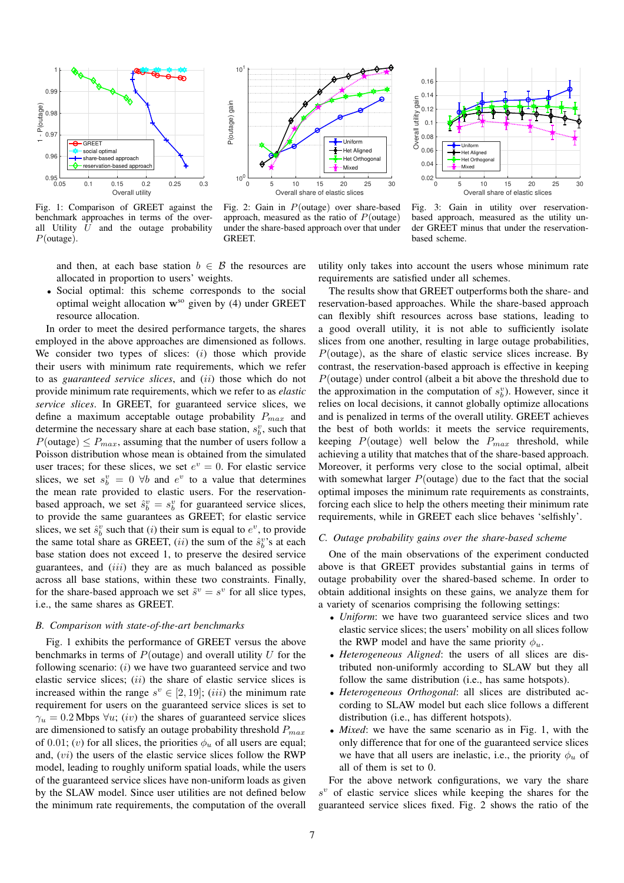Fig. 1: Comparison of GREET against the benchmark approaches in terms of the overall Utility $U$ and the outage probability $P(\text{outage})$.

Fig. 2: Gain in $P(\text{outage})$ over share-based approach, measured as the ratio of $P(\text{outage})$ under the share-based approach over that under GREET.

Fig. 3: Gain in utility over reservation-based approach, measured as the utility under GREET minus that under the reservation-based scheme.

and then, at each base station $b \in \mathcal{B}$ the resources are allocated in proportion to users' weights.

- Social optimal: this scheme corresponds to the social optimal weight allocation $\mathbf{w}^{so}$ given by (4) under GREET resource allocation.

In order to meet the desired performance targets, the shares employed in the above approaches are dimensioned as follows. We consider two types of slices: $(i)$ those which provide their users with minimum rate requirements, which we refer to as *guaranteed service slices*, and $(ii)$ those which do not provide minimum rate requirements, which we refer to as *elastic service slices*. In GREET, for guaranteed service slices, we define a maximum acceptable outage probability $P_{max}$ and determine the necessary share at each base station, $s_b^v$, such that $P(\text{outage}) \leq P_{max}$, assuming that the number of users follow a Poisson distribution whose mean is obtained from the simulated user traces; for these slices, we set $e^v = 0$. For elastic service slices, we set $s_b^v = 0 \; \forall b$ and $e^v$ to a value that determines the mean rate provided to elastic users. For the reservation-based approach, we set $\hat{s}_b^v = s_b^v$ for guaranteed service slices, to provide the same guarantees as GREET; for elastic service slices, we set $\hat{s}_b^v$ such that $(i)$ their sum is equal to $e^v$, to provide the same total share as GREET, $(ii)$ the sum of the $\hat{s}_b^v$'s at each base station does not exceed 1, to preserve the desired service guarantees, and $(iii)$ they are as much balanced as possible across all base stations, within these two constraints. Finally, for the share-based approach we set $\tilde{s}^v = s^v$ for all slice types, i.e., the same shares as GREET.

### B. Comparison with state-of-the-art benchmarks

Fig. 1 exhibits the performance of GREET versus the above benchmarks in terms of $P(\text{outage})$ and overall utility $U$ for the following scenario: $(i)$ we have two guaranteed service and two elastic service slices; $(ii)$ the share of elastic service slices is increased within the range $s^v \in [2, 19]$; $(iii)$ the minimum rate requirement for users on the guaranteed service slices is set to $\gamma_u = 0.2\,$Mbps $\forall u$; $(iv)$ the shares of guaranteed service slices are dimensioned to satisfy an outage probability threshold $P_{max}$ of 0.01; $(v)$ for all slices, the priorities $\phi_u$ of all users are equal; and, $(vi)$ the users of the elastic service slices follow the RWP model, leading to roughly uniform spatial loads, while the users of the guaranteed service slices have non-uniform loads as given by the SLAW model. Since user utilities are not defined below the minimum rate requirements, the computation of the overall utility only takes into account the users whose minimum rate requirements are satisfied under all schemes.

The results show that GREET outperforms both the share- and reservation-based approaches. While the share-based approach can flexibly shift resources across base stations, leading to a good overall utility, it is not able to sufficiently isolate slices from one another, resulting in large outage probabilities, $P(\text{outage})$, as the share of elastic service slices increase. By contrast, the reservation-based approach is effective in keeping $P(\text{outage})$ under control (albeit a bit above the threshold due to the approximation in the computation of $s_b^v$). However, since it relies on local decisions, it cannot globally optimize allocations and is penalized in terms of the overall utility. GREET achieves the best of both worlds: it meets the service requirements, keeping $P(\text{outage})$ well below the $P_{max}$ threshold, while achieving a utility that matches that of the share-based approach. Moreover, it performs very close to the social optimal, albeit with somewhat larger $P(\text{outage})$ due to the fact that the social optimal imposes the minimum rate requirements as constraints, forcing each slice to help the others meeting their minimum rate requirements, while in GREET each slice behaves 'selfishly'.

### C. Outage probability gains over the share-based scheme

One of the main observations of the experiment conducted above is that GREET provides substantial gains in terms of outage probability over the shared-based scheme. In order to obtain additional insights on these gains, we analyze them for a variety of scenarios comprising the following settings:

- *Uniform*: we have two guaranteed service slices and two elastic service slices; the users' mobility on all slices follow the RWP model and have the same priority $\phi_u$.
- *Heterogeneous Aligned*: the users of all slices are distributed non-uniformly according to SLAW but they all follow the same distribution (i.e., has same hotspots).
- *Heterogeneous Orthogonal*: all slices are distributed according to SLAW model but each slice follows a different distribution (i.e., has different hotspots).
- *Mixed*: we have the same scenario as in Fig. 1, with the only difference that for one of the guaranteed service slices we have that all users are inelastic, i.e., the priority $\phi_u$ of all of them is set to 0.

For the above network configurations, we vary the share $s^v$ of elastic service slices while keeping the shares for the guaranteed service slices fixed. Fig. 2 shows the ratio of the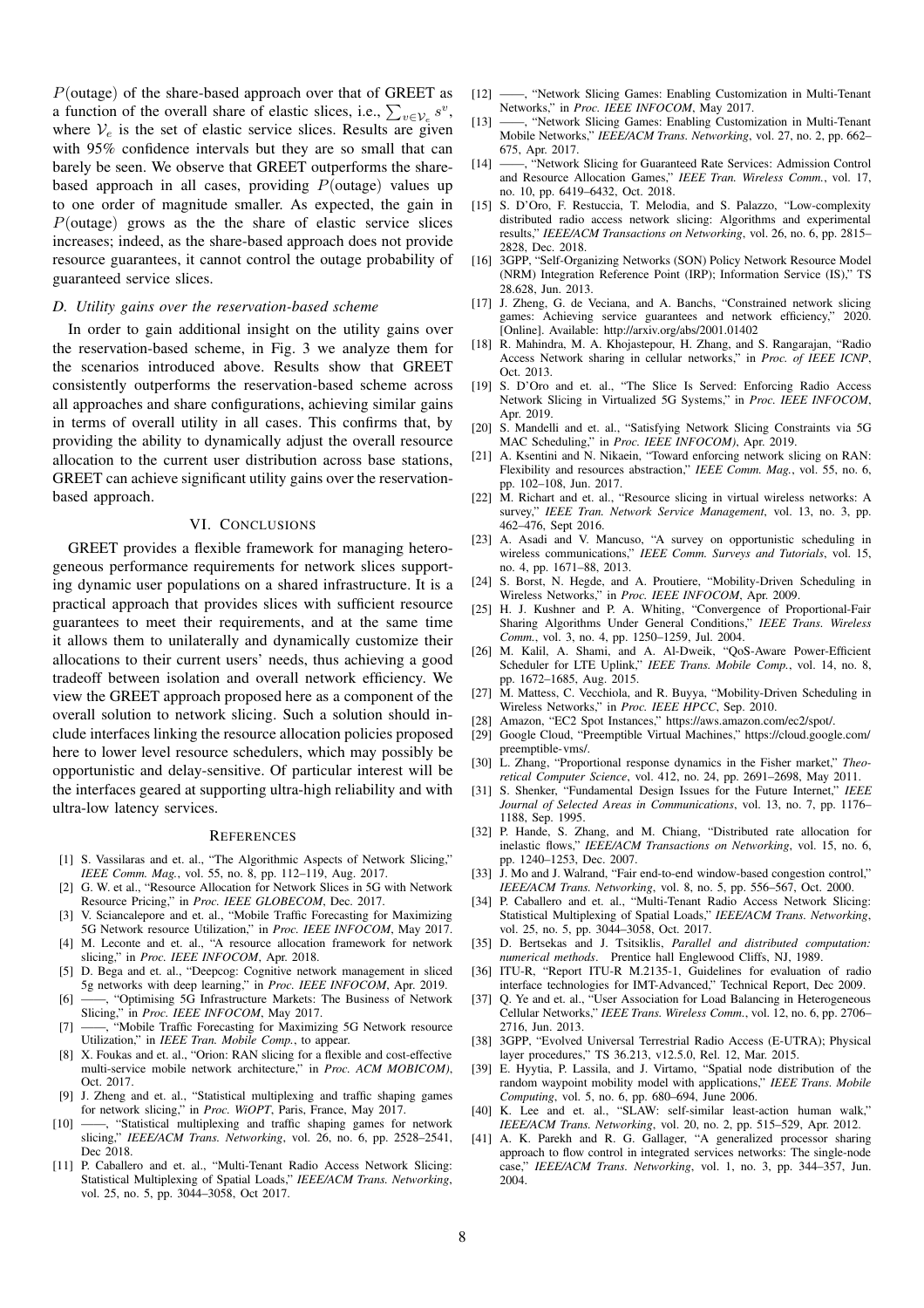$P(\text{outage})$ of the share-based approach over that of GREET as a function of the overall share of elastic slices, i.e., $\sum_{v \in \mathcal{V}_e} s^v$, where $\mathcal{V}_e$ is the set of elastic service slices. Results are given with 95% confidence intervals but they are so small that can barely be seen. We observe that GREET outperforms the share-based approach in all cases, providing $P(\text{outage})$ values up to one order of magnitude smaller. As expected, the gain in $P(\text{outage})$ grows as the the share of elastic service slices increases; indeed, as the share-based approach does not provide resource guarantees, it cannot control the outage probability of guaranteed service slices.

### D. Utility gains over the reservation-based scheme

In order to gain additional insight on the utility gains over the reservation-based scheme, in Fig. 3 we analyze them for the scenarios introduced above. Results show that GREET consistently outperforms the reservation-based scheme across all approaches and share configurations, achieving similar gains in terms of overall utility in all cases. This confirms that, by providing the ability to dynamically adjust the overall resource allocation to the current user distribution across base stations, GREET can achieve significant utility gains over the reservation-based approach.

## VI. Conclusions

GREET provides a flexible framework for managing heterogeneous performance requirements for network slices supporting dynamic user populations on a shared infrastructure. It is a practical approach that provides slices with sufficient resource guarantees to meet their requirements, and at the same time it allows them to unilaterally and dynamically customize their allocations to their current users' needs, thus achieving a good tradeoff between isolation and overall network efficiency. We view the GREET approach proposed here as a component of the overall solution to network slicing. Such a solution should include interfaces linking the resource allocation policies proposed here to lower level resource schedulers, which may possibly be opportunistic and delay-sensitive. Of particular interest will be the interfaces geared at supporting ultra-high reliability and with ultra-low latency services.

## References

[1] S. Vassilaras and et. al., "The Algorithmic Aspects of Network Slicing," *IEEE Comm. Mag.*, vol. 55, no. 8, pp. 112–119, Aug. 2017.

[2] G. W. et al., "Resource Allocation for Network Slices in 5G with Network Resource Pricing," in *Proc. IEEE GLOBECOM*, Dec. 2017.

[3] V. Sciancalepore and et. al., "Mobile Traffic Forecasting for Maximizing 5G Network resource Utilization," in *Proc. IEEE INFOCOM*, May 2017.

[4] M. Leconte and et. al., "A resource allocation framework for network slicing," in *Proc. IEEE INFOCOM*, Apr. 2018.

[5] D. Bega and et. al., "Deepcog: Cognitive network management in sliced 5g networks with deep learning," in *Proc. IEEE INFOCOM*, Apr. 2019.

[6] ——, "Optimising 5G Infrastructure Markets: The Business of Network Slicing," in *Proc. IEEE INFOCOM*, May 2017.

[7] ——, "Mobile Traffic Forecasting for Maximizing 5G Network resource Utilization," in *IEEE Tran. Mobile Comp.*, to appear.

[8] X. Foukas and et. al., "Orion: RAN slicing for a flexible and cost-effective multi-service mobile network architecture," in *Proc. ACM MOBICOM)*, Oct. 2017.

[9] J. Zheng and et. al., "Statistical multiplexing and traffic shaping games for network slicing," in *Proc. WiOPT*, Paris, France, May 2017.

[10] ——, "Statistical multiplexing and traffic shaping games for network slicing," *IEEE/ACM Trans. Networking*, vol. 26, no. 6, pp. 2528–2541, Dec 2018.

[11] P. Caballero and et. al., "Multi-Tenant Radio Access Network Slicing: Statistical Multiplexing of Spatial Loads," *IEEE/ACM Trans. Networking*, vol. 25, no. 5, pp. 3044–3058, Oct 2017.

[12] ——, "Network Slicing Games: Enabling Customization in Multi-Tenant Networks," in *Proc. IEEE INFOCOM*, May 2017.

[13] ——, "Network Slicing Games: Enabling Customization in Multi-Tenant Mobile Networks," *IEEE/ACM Trans. Networking*, vol. 27, no. 2, pp. 662–675, Apr. 2017.

[14] ——, "Network Slicing for Guaranteed Rate Services: Admission Control and Resource Allocation Games," *IEEE Tran. Wireless Comm.*, vol. 17, no. 10, pp. 6419–6432, Oct. 2018.

[15] S. D'Oro, F. Restuccia, T. Melodia, and S. Palazzo, "Low-complexity distributed radio access network slicing: Algorithms and experimental results," *IEEE/ACM Transactions on Networking*, vol. 26, no. 6, pp. 2815–2828, Dec. 2018.

[16] 3GPP, "Self-Organizing Networks (SON) Policy Network Resource Model (NRM) Integration Reference Point (IRP); Information Service (IS)," TS 28.628, Jun. 2013.

[17] J. Zheng, G. de Veciana, and A. Banchs, "Constrained network slicing games: Achieving service guarantees and network efficiency," 2020. [Online]. Available: http://arxiv.org/abs/2001.01402

[18] R. Mahindra, M. A. Khojastepour, H. Zhang, and S. Rangarajan, "Radio Access Network sharing in cellular networks," in *Proc. of IEEE ICNP*, Oct. 2013.

[19] S. D'Oro and et. al., "The Slice Is Served: Enforcing Radio Access Network Slicing in Virtualized 5G Systems," in *Proc. IEEE INFOCOM*, Apr. 2019.

[20] S. Mandelli and et. al., "Satisfying Network Slicing Constraints via 5G MAC Scheduling," in *Proc. IEEE INFOCOM)*, Mar. 2019.

[21] A. Ksentini and N. Nikaein, "Toward enforcing network slicing on RAN: Flexibility and resources abstraction," *IEEE Comm. Mag.*, vol. 55, no. 6, pp. 102–108, Jun. 2017.

[22] M. Richart and et. al., "Resource slicing in virtual wireless networks: A survey," *IEEE Tran. Network Service Management*, vol. 13, no. 3, pp. 462–476, Sept 2016.

[23] A. Asadi and V. Mancuso, "A survey on opportunistic scheduling in wireless communications," *IEEE Comm. Surveys and Tutorials*, vol. 15, no. 4, pp. 1671–88, 2013.

[24] S. Borst, N. Hegde, and A. Proutiere, "Mobility-Driven Scheduling in Wireless Networks," in *Proc. IEEE INFOCOM*, Apr. 2009.

[25] H. J. Kushner and P. A. Whiting, "Convergence of Proportional-Fair Sharing Algorithms Under General Conditions," *IEEE Trans. Wireless Comm.*, vol. 3, no. 4, pp. 1250–1259, Jul. 2004.

[26] M. Kalil, A. Shami, and A. Al-Dweik, "QoS-Aware Power-Efficient Scheduler for LTE Uplink," *IEEE Trans. Mobile Comp.*, vol. 14, no. 8, pp. 1672–1685, Aug. 2015.

[27] M. Mattess, C. Vecchiola, and R. Buyya, "Mobility-Driven Scheduling in Wireless Networks," in *Proc. IEEE HPCC*, Sep. 2010.

[28] Amazon, "EC2 Spot Instances," https://aws.amazon.com/ec2/spot/.

[29] Google Cloud, "Preemptible Virtual Machines," https://cloud.google.com/preemptible-vms/.

[30] L. Zhang, "Proportional response dynamics in the Fisher market," *Theoretical Computer Science*, vol. 412, no. 24, pp. 2691–2698, May 2011.

[31] S. Shenker, "Fundamental Design Issues for the Future Internet," *IEEE Journal of Selected Areas in Communications*, vol. 13, no. 7, pp. 1176–1188, Sep. 1995.

[32] P. Hande, S. Zhang, and M. Chiang, "Distributed rate allocation for inelastic flows," *IEEE/ACM Transactions on Networking*, vol. 15, no. 6, pp. 1240–1253, Dec. 2007.

[33] J. Mo and J. Walrand, "Fair end-to-end window-based congestion control," *IEEE/ACM Trans. Networking*, vol. 8, no. 5, pp. 556–567, Oct. 2000.

[34] P. Caballero and et. al., "Multi-Tenant Radio Access Network Slicing: Statistical Multiplexing of Spatial Loads," *IEEE/ACM Trans. Networking*, vol. 25, no. 5, pp. 3044–3058, Oct. 2017.

[35] D. Bertsekas and J. Tsitsiklis, *Parallel and distributed computation: numerical methods*. Prentice hall Englewood Cliffs, NJ, 1989.

[36] ITU-R, "Report ITU-R M.2135-1, Guidelines for evaluation of radio interface technologies for IMT-Advanced," Technical Report, Dec 2009.

[37] Q. Ye and et. al., "User Association for Load Balancing in Heterogeneous Cellular Networks," *IEEE Trans. Wireless Comm.*, vol. 12, no. 6, pp. 2706–2716, Jun. 2013.

[38] 3GPP, "Evolved Universal Terrestrial Radio Access (E-UTRA); Physical layer procedures," TS 36.213, v12.5.0, Rel. 12, Mar. 2015.

[39] E. Hyytia, P. Lassila, and J. Virtamo, "Spatial node distribution of the random waypoint mobility model with applications," *IEEE Trans. Mobile Computing*, vol. 5, no. 6, pp. 680–694, June 2006.

[40] K. Lee and et. al., "SLAW: self-similar least-action human walk," *IEEE/ACM Trans. Networking*, vol. 20, no. 2, pp. 515–529, Apr. 2012.

[41] A. K. Parekh and R. G. Gallager, "A generalized processor sharing approach to flow control in integrated services networks: The single-node case," *IEEE/ACM Trans. Networking*, vol. 1, no. 3, pp. 344–357, Jun. 2004.